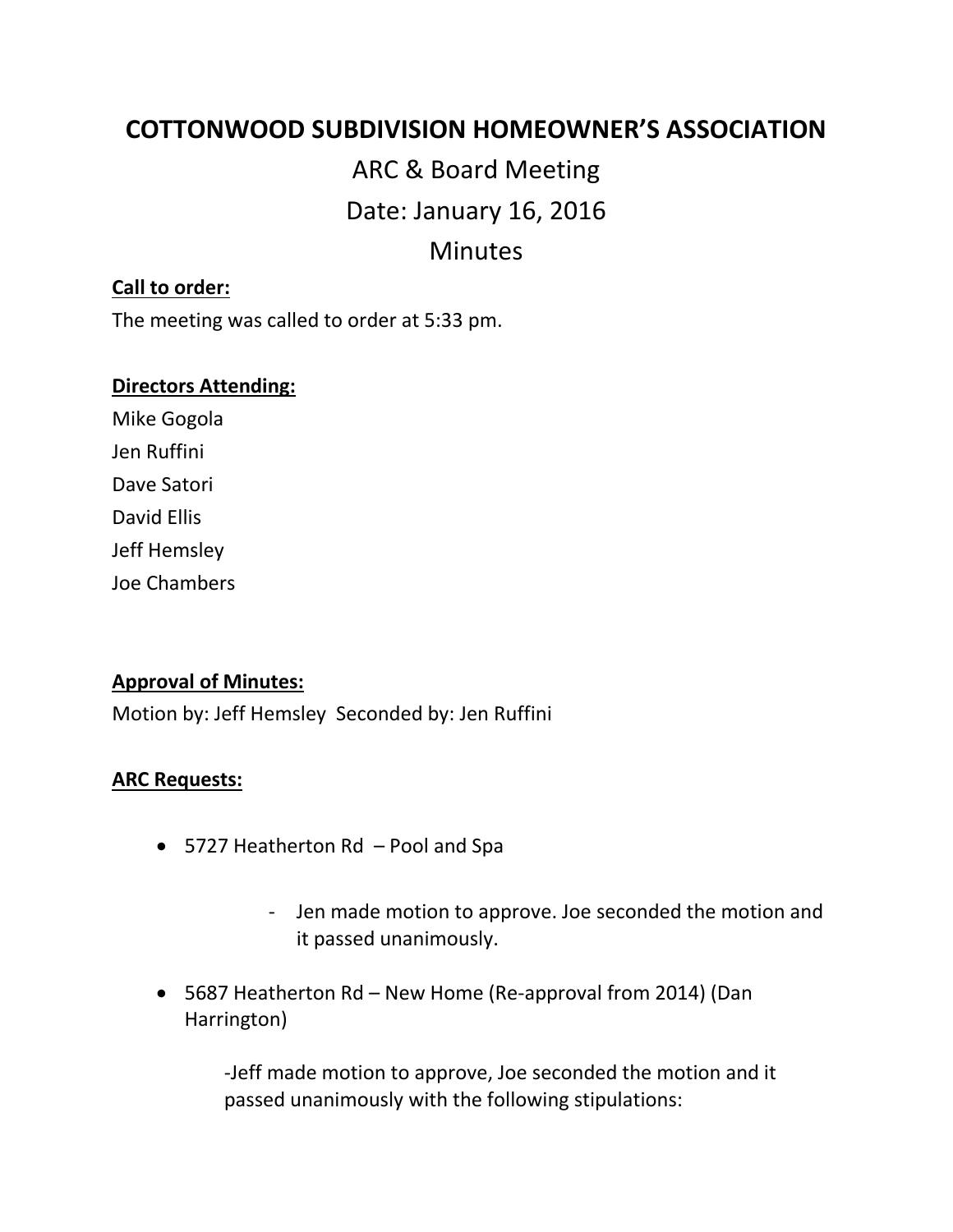# COTTONWOOD SUBDIVISION HOMEOWNER'S ASSOCIATION

## ARC & Board Meeting

## Date: January 16, 2016

## Minutes

**Call to order:**

The meeting was called to order at 5:33 pm.

**Directors Attending:**

Mike Gogola
Jen Ruffini
Dave Satori
David Ellis
Jeff Hemsley
Joe Chambers

**Approval of Minutes:**

Motion by: Jeff Hemsley Seconded by: Jen Ruffini

**ARC Requests:**

- 5727 Heatherton Rd – Pool and Spa
  - Jen made motion to approve. Joe seconded the motion and it passed unanimously.
- 5687 Heatherton Rd – New Home (Re-approval from 2014) (Dan Harrington)

  -Jeff made motion to approve, Joe seconded the motion and it passed unanimously with the following stipulations: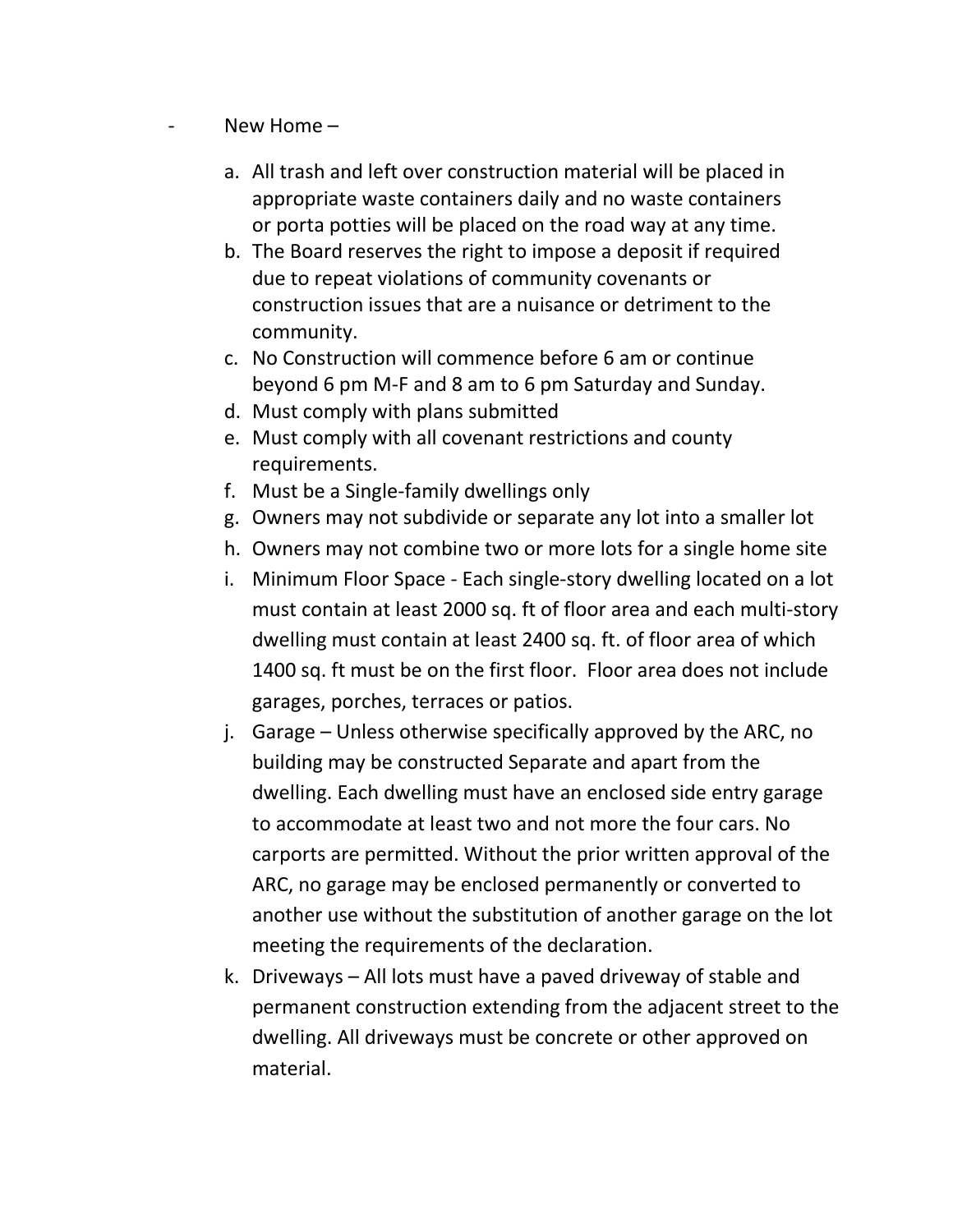- New Home –

  a. All trash and left over construction material will be placed in appropriate waste containers daily and no waste containers or porta potties will be placed on the road way at any time.
  b. The Board reserves the right to impose a deposit if required due to repeat violations of community covenants or construction issues that are a nuisance or detriment to the community.
  c. No Construction will commence before 6 am or continue beyond 6 pm M-F and 8 am to 6 pm Saturday and Sunday.
  d. Must comply with plans submitted
  e. Must comply with all covenant restrictions and county requirements.
  f. Must be a Single-family dwellings only
  g. Owners may not subdivide or separate any lot into a smaller lot
  h. Owners may not combine two or more lots for a single home site
  i. Minimum Floor Space - Each single-story dwelling located on a lot must contain at least 2000 sq. ft of floor area and each multi-story dwelling must contain at least 2400 sq. ft. of floor area of which 1400 sq. ft must be on the first floor. Floor area does not include garages, porches, terraces or patios.
  j. Garage – Unless otherwise specifically approved by the ARC, no building may be constructed Separate and apart from the dwelling. Each dwelling must have an enclosed side entry garage to accommodate at least two and not more the four cars. No carports are permitted. Without the prior written approval of the ARC, no garage may be enclosed permanently or converted to another use without the substitution of another garage on the lot meeting the requirements of the declaration.
  k. Driveways – All lots must have a paved driveway of stable and permanent construction extending from the adjacent street to the dwelling. All driveways must be concrete or other approved on material.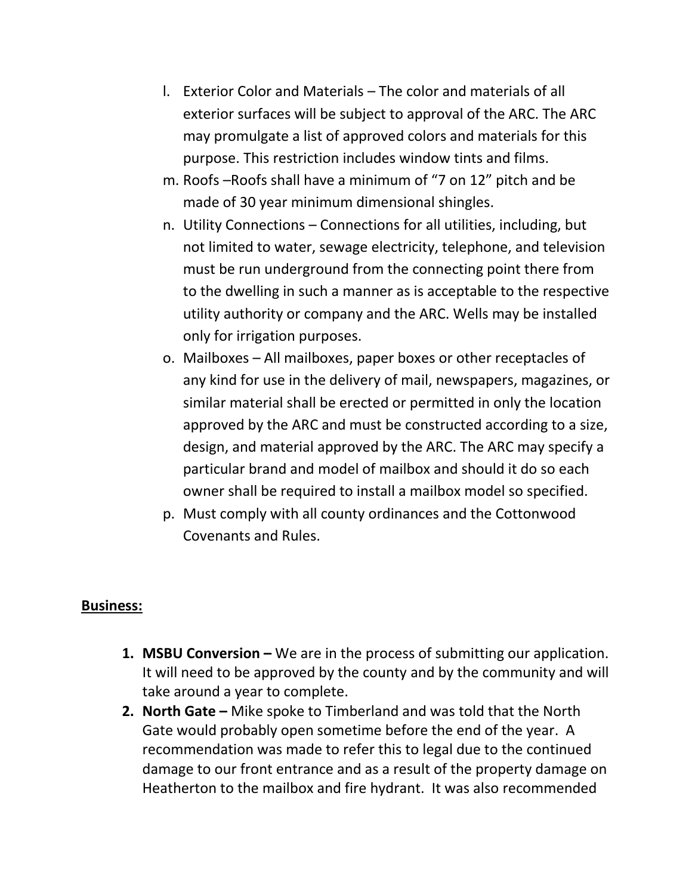l. Exterior Color and Materials – The color and materials of all exterior surfaces will be subject to approval of the ARC. The ARC may promulgate a list of approved colors and materials for this purpose. This restriction includes window tints and films.

m. Roofs –Roofs shall have a minimum of "7 on 12" pitch and be made of 30 year minimum dimensional shingles.

n. Utility Connections – Connections for all utilities, including, but not limited to water, sewage electricity, telephone, and television must be run underground from the connecting point there from to the dwelling in such a manner as is acceptable to the respective utility authority or company and the ARC. Wells may be installed only for irrigation purposes.

o. Mailboxes – All mailboxes, paper boxes or other receptacles of any kind for use in the delivery of mail, newspapers, magazines, or similar material shall be erected or permitted in only the location approved by the ARC and must be constructed according to a size, design, and material approved by the ARC. The ARC may specify a particular brand and model of mailbox and should it do so each owner shall be required to install a mailbox model so specified.

p. Must comply with all county ordinances and the Cottonwood Covenants and Rules.

**Business:**

1. **MSBU Conversion –** We are in the process of submitting our application. It will need to be approved by the county and by the community and will take around a year to complete.
2. **North Gate –** Mike spoke to Timberland and was told that the North Gate would probably open sometime before the end of the year. A recommendation was made to refer this to legal due to the continued damage to our front entrance and as a result of the property damage on Heatherton to the mailbox and fire hydrant. It was also recommended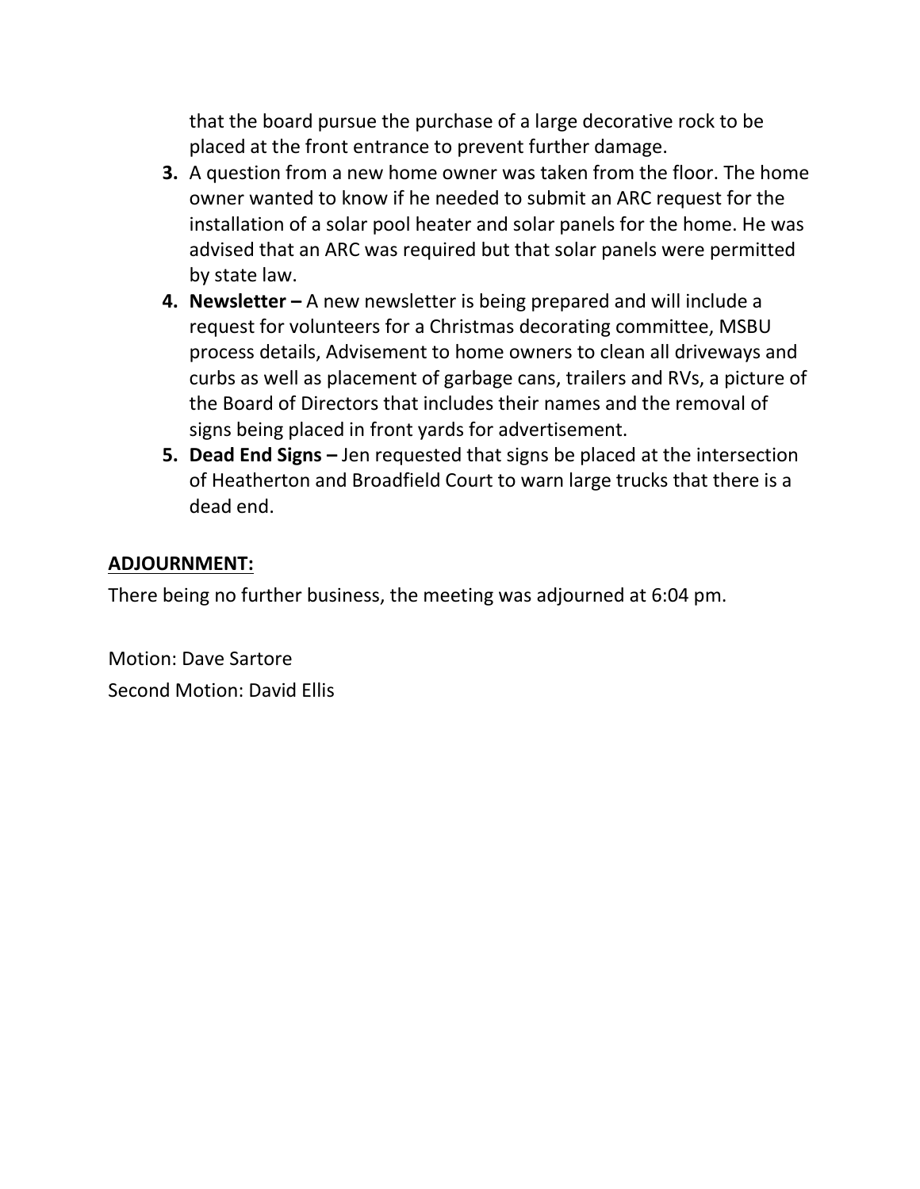that the board pursue the purchase of a large decorative rock to be placed at the front entrance to prevent further damage.

3. A question from a new home owner was taken from the floor. The home owner wanted to know if he needed to submit an ARC request for the installation of a solar pool heater and solar panels for the home. He was advised that an ARC was required but that solar panels were permitted by state law.
4. **Newsletter –** A new newsletter is being prepared and will include a request for volunteers for a Christmas decorating committee, MSBU process details, Advisement to home owners to clean all driveways and curbs as well as placement of garbage cans, trailers and RVs, a picture of the Board of Directors that includes their names and the removal of signs being placed in front yards for advertisement.
5. **Dead End Signs –** Jen requested that signs be placed at the intersection of Heatherton and Broadfield Court to warn large trucks that there is a dead end.

**ADJOURNMENT:**

There being no further business, the meeting was adjourned at 6:04 pm.

Motion: Dave Sartore
Second Motion: David Ellis